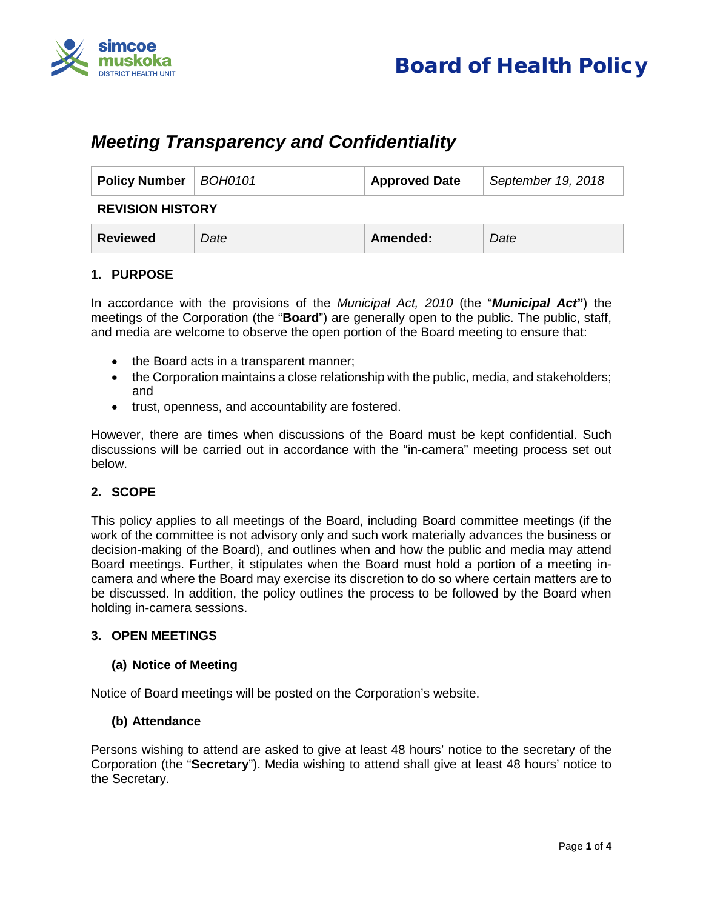# Board of Health Policy

## *Meeting Transparency and Confidentiality*

| **Policy Number** | *BOH0101* | **Approved Date** | *September 19, 2018* |
|---|---|---|---|

**REVISION HISTORY**

| **Reviewed** | *Date* | **Amended:** | *Date* |
|---|---|---|---|

### 1. PURPOSE

In accordance with the provisions of the *Municipal Act, 2010* (the "***Municipal Act***") the meetings of the Corporation (the "**Board**") are generally open to the public. The public, staff, and media are welcome to observe the open portion of the Board meeting to ensure that:

- the Board acts in a transparent manner;
- the Corporation maintains a close relationship with the public, media, and stakeholders; and
- trust, openness, and accountability are fostered.

However, there are times when discussions of the Board must be kept confidential. Such discussions will be carried out in accordance with the "in-camera" meeting process set out below.

### 2. SCOPE

This policy applies to all meetings of the Board, including Board committee meetings (if the work of the committee is not advisory only and such work materially advances the business or decision-making of the Board), and outlines when and how the public and media may attend Board meetings. Further, it stipulates when the Board must hold a portion of a meeting in-camera and where the Board may exercise its discretion to do so where certain matters are to be discussed. In addition, the policy outlines the process to be followed by the Board when holding in-camera sessions.

### 3. OPEN MEETINGS

#### (a) Notice of Meeting

Notice of Board meetings will be posted on the Corporation's website.

#### (b) Attendance

Persons wishing to attend are asked to give at least 48 hours' notice to the secretary of the Corporation (the "**Secretary**"). Media wishing to attend shall give at least 48 hours' notice to the Secretary.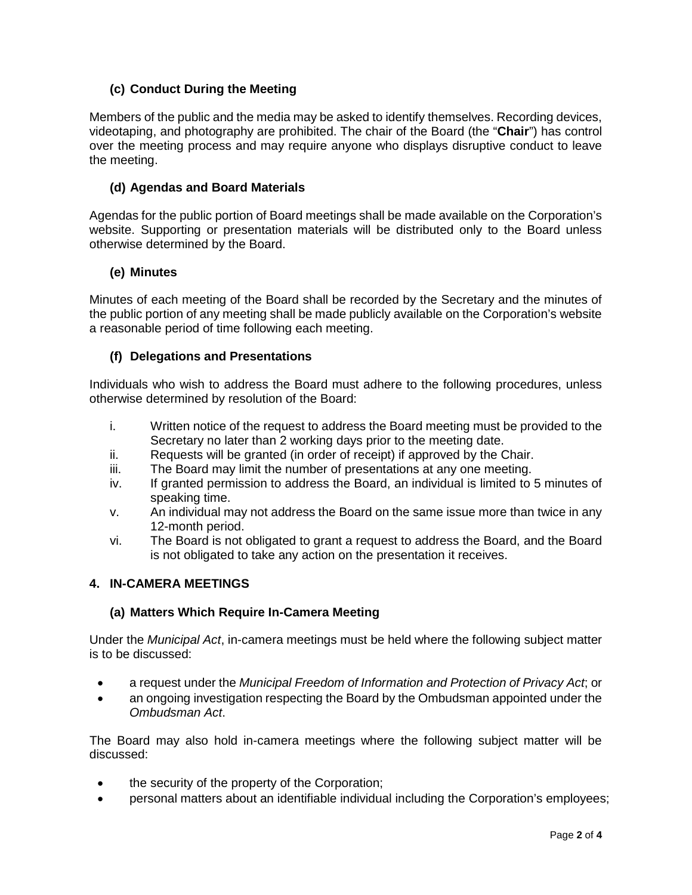### (c) Conduct During the Meeting

Members of the public and the media may be asked to identify themselves. Recording devices, videotaping, and photography are prohibited. The chair of the Board (the "**Chair**") has control over the meeting process and may require anyone who displays disruptive conduct to leave the meeting.

### (d) Agendas and Board Materials

Agendas for the public portion of Board meetings shall be made available on the Corporation's website. Supporting or presentation materials will be distributed only to the Board unless otherwise determined by the Board.

### (e) Minutes

Minutes of each meeting of the Board shall be recorded by the Secretary and the minutes of the public portion of any meeting shall be made publicly available on the Corporation's website a reasonable period of time following each meeting.

### (f) Delegations and Presentations

Individuals who wish to address the Board must adhere to the following procedures, unless otherwise determined by resolution of the Board:

i. Written notice of the request to address the Board meeting must be provided to the Secretary no later than 2 working days prior to the meeting date.
ii. Requests will be granted (in order of receipt) if approved by the Chair.
iii. The Board may limit the number of presentations at any one meeting.
iv. If granted permission to address the Board, an individual is limited to 5 minutes of speaking time.
v. An individual may not address the Board on the same issue more than twice in any 12-month period.
vi. The Board is not obligated to grant a request to address the Board, and the Board is not obligated to take any action on the presentation it receives.

## 4. IN-CAMERA MEETINGS

### (a) Matters Which Require In-Camera Meeting

Under the *Municipal Act*, in-camera meetings must be held where the following subject matter is to be discussed:

- a request under the *Municipal Freedom of Information and Protection of Privacy Act*; or
- an ongoing investigation respecting the Board by the Ombudsman appointed under the *Ombudsman Act*.

The Board may also hold in-camera meetings where the following subject matter will be discussed:

- the security of the property of the Corporation;
- personal matters about an identifiable individual including the Corporation's employees;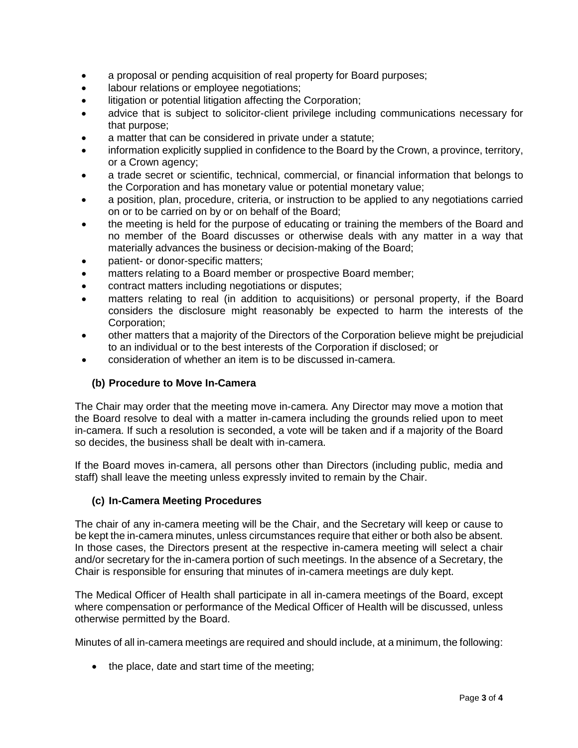- a proposal or pending acquisition of real property for Board purposes;
- labour relations or employee negotiations;
- litigation or potential litigation affecting the Corporation;
- advice that is subject to solicitor-client privilege including communications necessary for that purpose;
- a matter that can be considered in private under a statute;
- information explicitly supplied in confidence to the Board by the Crown, a province, territory, or a Crown agency;
- a trade secret or scientific, technical, commercial, or financial information that belongs to the Corporation and has monetary value or potential monetary value;
- a position, plan, procedure, criteria, or instruction to be applied to any negotiations carried on or to be carried on by or on behalf of the Board;
- the meeting is held for the purpose of educating or training the members of the Board and no member of the Board discusses or otherwise deals with any matter in a way that materially advances the business or decision-making of the Board;
- patient- or donor-specific matters;
- matters relating to a Board member or prospective Board member;
- contract matters including negotiations or disputes;
- matters relating to real (in addition to acquisitions) or personal property, if the Board considers the disclosure might reasonably be expected to harm the interests of the Corporation;
- other matters that a majority of the Directors of the Corporation believe might be prejudicial to an individual or to the best interests of the Corporation if disclosed; or
- consideration of whether an item is to be discussed in-camera.

### (b) Procedure to Move In-Camera

The Chair may order that the meeting move in-camera. Any Director may move a motion that the Board resolve to deal with a matter in-camera including the grounds relied upon to meet in-camera. If such a resolution is seconded, a vote will be taken and if a majority of the Board so decides, the business shall be dealt with in-camera.

If the Board moves in-camera, all persons other than Directors (including public, media and staff) shall leave the meeting unless expressly invited to remain by the Chair.

### (c) In-Camera Meeting Procedures

The chair of any in-camera meeting will be the Chair, and the Secretary will keep or cause to be kept the in-camera minutes, unless circumstances require that either or both also be absent. In those cases, the Directors present at the respective in-camera meeting will select a chair and/or secretary for the in-camera portion of such meetings. In the absence of a Secretary, the Chair is responsible for ensuring that minutes of in-camera meetings are duly kept.

The Medical Officer of Health shall participate in all in-camera meetings of the Board, except where compensation or performance of the Medical Officer of Health will be discussed, unless otherwise permitted by the Board.

Minutes of all in-camera meetings are required and should include, at a minimum, the following:

- the place, date and start time of the meeting;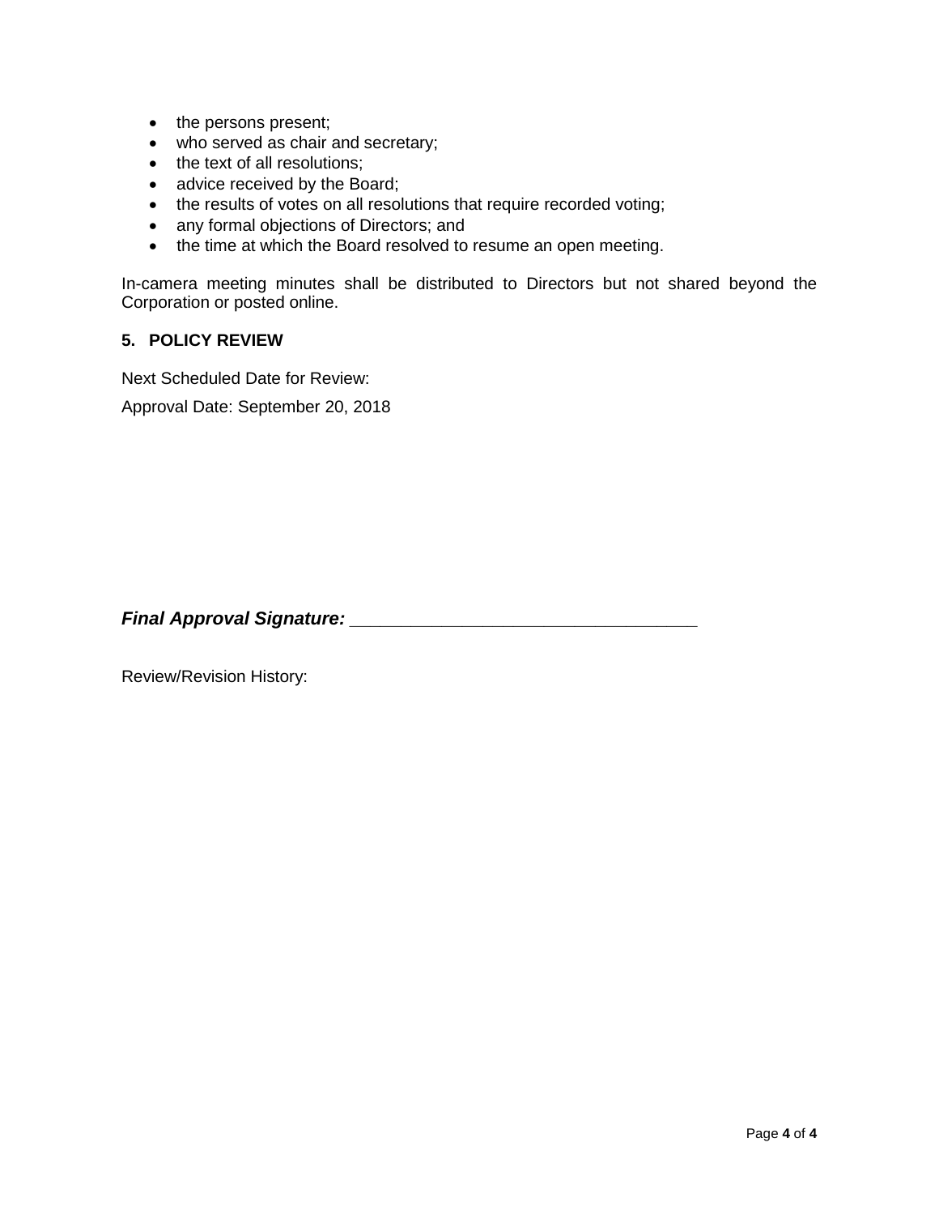- the persons present;
- who served as chair and secretary;
- the text of all resolutions;
- advice received by the Board;
- the results of votes on all resolutions that require recorded voting;
- any formal objections of Directors; and
- the time at which the Board resolved to resume an open meeting.

In-camera meeting minutes shall be distributed to Directors but not shared beyond the Corporation or posted online.

## 5. POLICY REVIEW

Next Scheduled Date for Review:

Approval Date: September 20, 2018

***Final Approval Signature:*** ___________________________________

Review/Revision History: